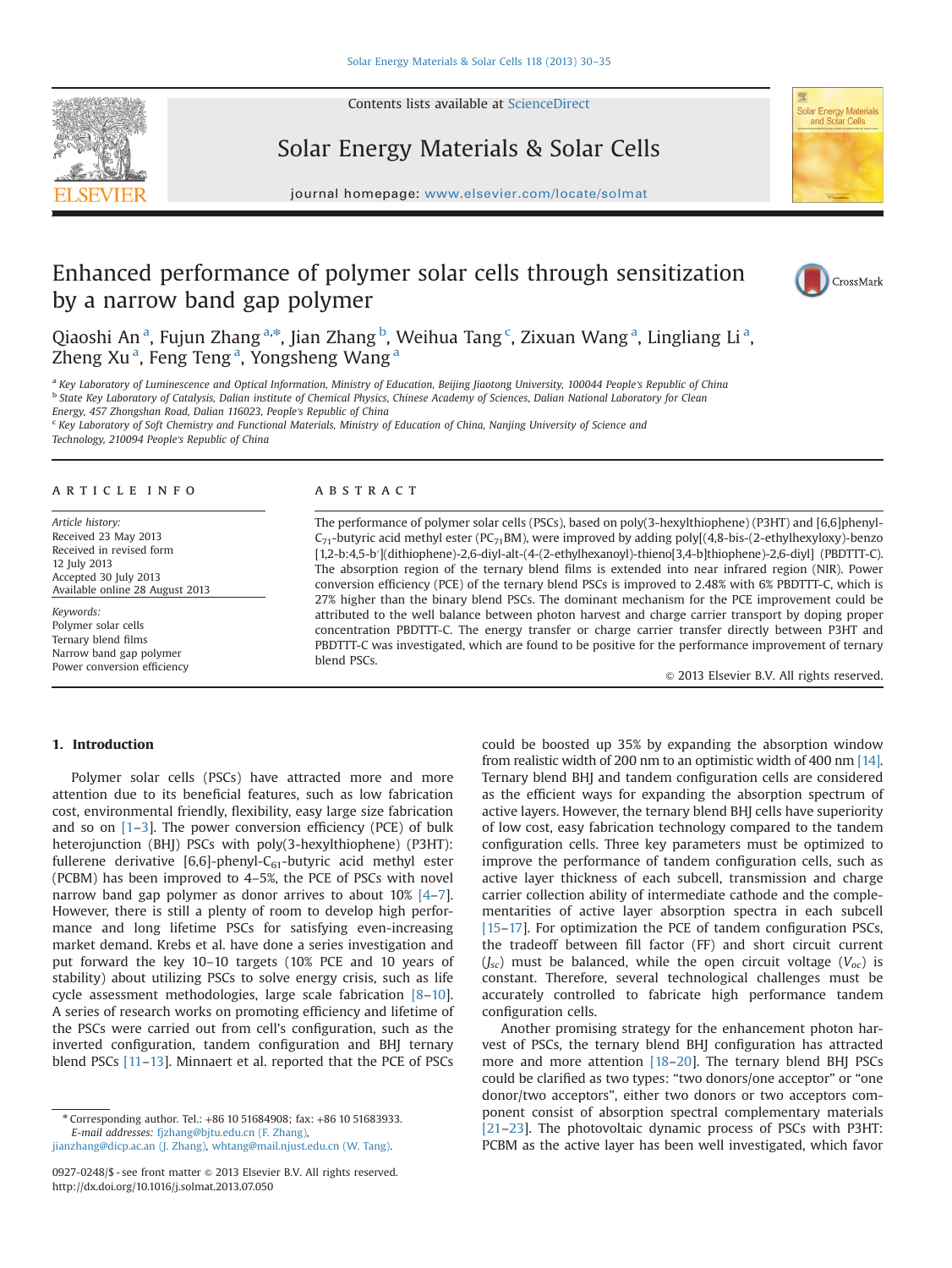# Enhanced performance of polymer solar cells through sensitization by a narrow band gap polymer

Qiaoshi An [a], Fujun Zhang [a,*], Jian Zhang [b], Weihua Tang [c], Zixuan Wang [a], Lingliang Li [a], Zheng Xu [a], Feng Teng [a], Yongsheng Wang [a]

[a] Key Laboratory of Luminescence and Optical Information, Ministry of Education, Beijing Jiaotong University, 100044 People's Republic of China
[b] State Key Laboratory of Catalysis, Dalian institute of Chemical Physics, Chinese Academy of Sciences, Dalian National Laboratory for Clean Energy, 457 Zhongshan Road, Dalian 116023, People's Republic of China
[c] Key Laboratory of Soft Chemistry and Functional Materials, Ministry of Education of China, Nanjing University of Science and Technology, 210094 People's Republic of China

## ARTICLE INFO

*Article history:*
Received 23 May 2013
Received in revised form 12 July 2013
Accepted 30 July 2013
Available online 28 August 2013

*Keywords:*
Polymer solar cells
Ternary blend films
Narrow band gap polymer
Power conversion efficiency

## ABSTRACT

The performance of polymer solar cells (PSCs), based on poly(3-hexylthiophene) (P3HT) and [6,6]phenyl-$C_{71}$-butyric acid methyl ester ($PC_{71}BM$), were improved by adding poly[(4,8-bis-(2-ethylhexyloxy)-benzo[1,2-b:4,5-b′](dithiophene)-2,6-diyl-alt-(4-(2-ethylhexanoyl)-thieno[3,4-b]thiophene)-2,6-diyl] (PBDTTT-C). The absorption region of the ternary blend films is extended into near infrared region (NIR). Power conversion efficiency (PCE) of the ternary blend PSCs is improved to 2.48% with 6% PBDTTT-C, which is 27% higher than the binary blend PSCs. The dominant mechanism for the PCE improvement could be attributed to the well balance between photon harvest and charge carrier transport by doping proper concentration PBDTTT-C. The energy transfer or charge carrier transfer directly between P3HT and PBDTTT-C was investigated, which are found to be positive for the performance improvement of ternary blend PSCs.

© 2013 Elsevier B.V. All rights reserved.

## 1. Introduction

Polymer solar cells (PSCs) have attracted more and more attention due to its beneficial features, such as low fabrication cost, environmental friendly, flexibility, easy large size fabrication and so on [1–3]. The power conversion efficiency (PCE) of bulk heterojunction (BHJ) PSCs with poly(3-hexylthiophene) (P3HT): fullerene derivative [6,6]-phenyl-$C_{61}$-butyric acid methyl ester (PCBM) has been improved to 4–5%, the PCE of PSCs with novel narrow band gap polymer as donor arrives to about 10% [4–7]. However, there is still a plenty of room to develop high performance and long lifetime PSCs for satisfying even-increasing market demand. Krebs et al. have done a series investigation and put forward the key 10–10 targets (10% PCE and 10 years of stability) about utilizing PSCs to solve energy crisis, such as life cycle assessment methodologies, large scale fabrication [8–10]. A series of research works on promoting efficiency and lifetime of the PSCs were carried out from cell's configuration, such as the inverted configuration, tandem configuration and BHJ ternary blend PSCs [11–13]. Minnaert et al. reported that the PCE of PSCs could be boosted up 35% by expanding the absorption window from realistic width of 200 nm to an optimistic width of 400 nm [14]. Ternary blend BHJ and tandem configuration cells are considered as the efficient ways for expanding the absorption spectrum of active layers. However, the ternary blend BHJ cells have superiority of low cost, easy fabrication technology compared to the tandem configuration cells. Three key parameters must be optimized to improve the performance of tandem configuration cells, such as active layer thickness of each subcell, transmission and charge carrier collection ability of intermediate cathode and the complementarities of active layer absorption spectra in each subcell [15–17]. For optimization the PCE of tandem configuration PSCs, the tradeoff between fill factor (FF) and short circuit current ($J_{sc}$) must be balanced, while the open circuit voltage ($V_{oc}$) is constant. Therefore, several technological challenges must be accurately controlled to fabricate high performance tandem configuration cells.

Another promising strategy for the enhancement photon harvest of PSCs, the ternary blend BHJ configuration has attracted more and more attention [18–20]. The ternary blend BHJ PSCs could be clarified as two types: "two donors/one acceptor" or "one donor/two acceptors", either two donors or two acceptors component consist of absorption spectral complementary materials [21–23]. The photovoltaic dynamic process of PSCs with P3HT: PCBM as the active layer has been well investigated, which favor

* Corresponding author. Tel.: +86 10 51684908; fax: +86 10 51683933.
*E-mail addresses:* fjzhang@bjtu.edu.cn (F. Zhang), jianzhang@dicp.ac.an (J. Zhang), whtang@mail.njust.edu.cn (W. Tang).

0927-0248/$ - see front matter © 2013 Elsevier B.V. All rights reserved.
http://dx.doi.org/10.1016/j.solmat.2013.07.050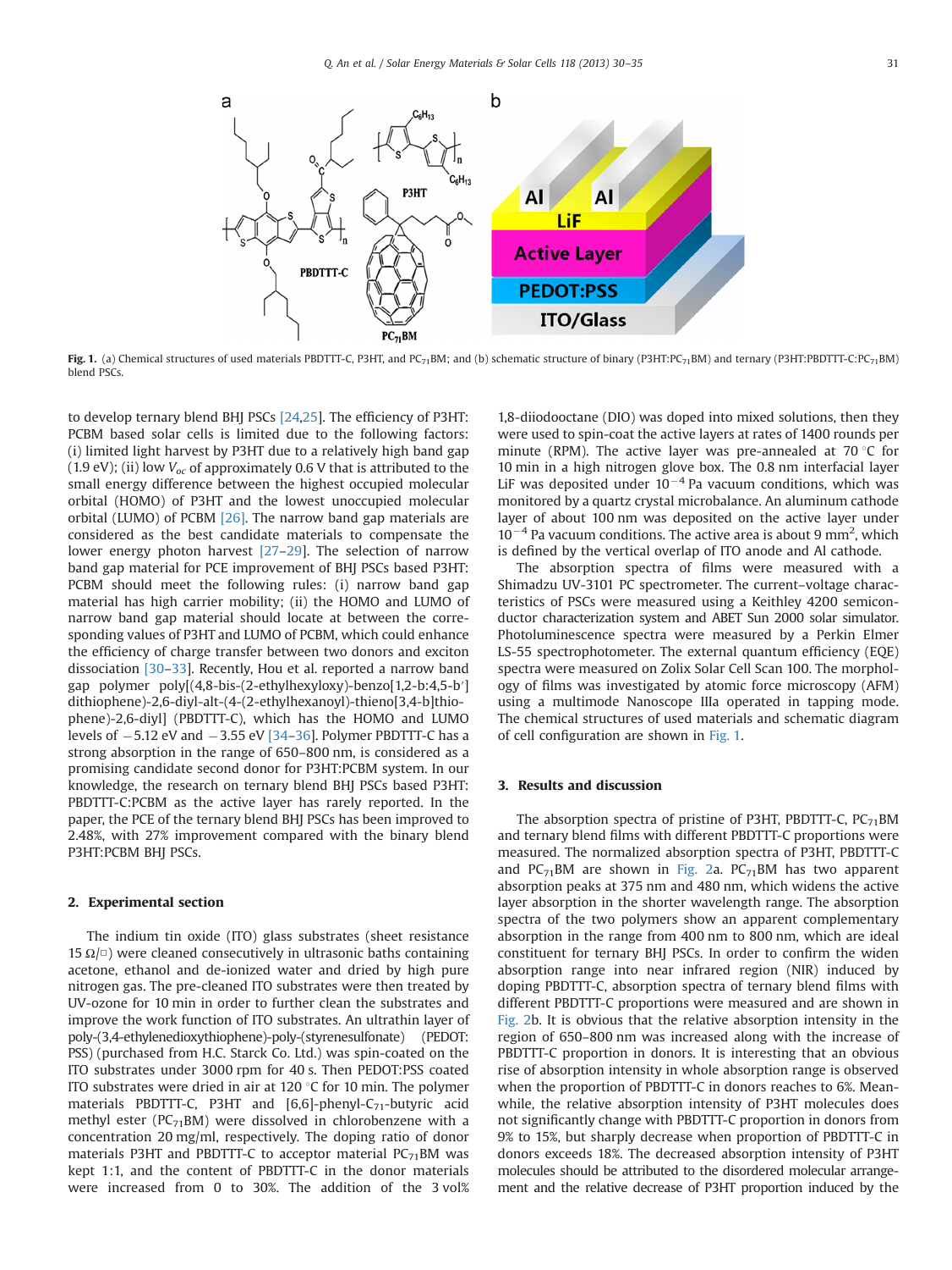Fig. 1. (a) Chemical structures of used materials PBDTTT-C, P3HT, and $PC_{71}BM$; and (b) schematic structure of binary ($P3HT:PC_{71}BM$) and ternary ($P3HT:PBDTTT\text{-}C:PC_{71}BM$) blend PSCs.

to develop ternary blend BHJ PSCs [24,25]. The efficiency of P3HT: PCBM based solar cells is limited due to the following factors: (i) limited light harvest by P3HT due to a relatively high band gap (1.9 eV); (ii) low $V_{oc}$ of approximately 0.6 V that is attributed to the small energy difference between the highest occupied molecular orbital (HOMO) of P3HT and the lowest unoccupied molecular orbital (LUMO) of PCBM [26]. The narrow band gap materials are considered as the best candidate materials to compensate the lower energy photon harvest [27–29]. The selection of narrow band gap material for PCE improvement of BHJ PSCs based P3HT: PCBM should meet the following rules: (i) narrow band gap material has high carrier mobility; (ii) the HOMO and LUMO of narrow band gap material should locate at between the corresponding values of P3HT and LUMO of PCBM, which could enhance the efficiency of charge transfer between two donors and exciton dissociation [30–33]. Recently, Hou et al. reported a narrow band gap polymer poly[(4,8-bis-(2-ethylhexyloxy)-benzo[1,2-b:4,5-b′] dithiophene)-2,6-diyl-alt-(4-(2-ethylhexanoyl)-thieno[3,4-b]thiophene)-2,6-diyl] (PBDTTT-C), which has the HOMO and LUMO levels of −5.12 eV and −3.55 eV [34–36]. Polymer PBDTTT-C has a strong absorption in the range of 650–800 nm, is considered as a promising candidate second donor for P3HT:PCBM system. In our knowledge, the research on ternary blend BHJ PSCs based P3HT: PBDTTT-C:PCBM as the active layer has rarely reported. In the paper, the PCE of the ternary blend BHJ PSCs has been improved to 2.48%, with 27% improvement compared with the binary blend P3HT:PCBM BHJ PSCs.

## 2. Experimental section

The indium tin oxide (ITO) glass substrates (sheet resistance 15 Ω/□) were cleaned consecutively in ultrasonic baths containing acetone, ethanol and de-ionized water and dried by high pure nitrogen gas. The pre-cleaned ITO substrates were then treated by UV-ozone for 10 min in order to further clean the substrates and improve the work function of ITO substrates. An ultrathin layer of poly-(3,4-ethylenedioxythiophene)-poly-(styrenesulfonate) (PEDOT: PSS) (purchased from H.C. Starck Co. Ltd.) was spin-coated on the ITO substrates under 3000 rpm for 40 s. Then PEDOT:PSS coated ITO substrates were dried in air at 120 °C for 10 min. The polymer materials PBDTTT-C, P3HT and [6,6]-phenyl-$C_{71}$-butyric acid methyl ester ($PC_{71}BM$) were dissolved in chlorobenzene with a concentration 20 mg/ml, respectively. The doping ratio of donor materials P3HT and PBDTTT-C to acceptor material $PC_{71}BM$ was kept 1:1, and the content of PBDTTT-C in the donor materials were increased from 0 to 30%. The addition of the 3 vol% 1,8-diiodooctane (DIO) was doped into mixed solutions, then they were used to spin-coat the active layers at rates of 1400 rounds per minute (RPM). The active layer was pre-annealed at 70 °C for 10 min in a high nitrogen glove box. The 0.8 nm interfacial layer LiF was deposited under $10^{-4}$ Pa vacuum conditions, which was monitored by a quartz crystal microbalance. An aluminum cathode layer of about 100 nm was deposited on the active layer under $10^{-4}$ Pa vacuum conditions. The active area is about 9 $mm^2$, which is defined by the vertical overlap of ITO anode and Al cathode.

The absorption spectra of films were measured with a Shimadzu UV-3101 PC spectrometer. The current–voltage characteristics of PSCs were measured using a Keithley 4200 semiconductor characterization system and ABET Sun 2000 solar simulator. Photoluminescence spectra were measured by a Perkin Elmer LS-55 spectrophotometer. The external quantum efficiency (EQE) spectra were measured on Zolix Solar Cell Scan 100. The morphology of films was investigated by atomic force microscopy (AFM) using a multimode Nanoscope IIIa operated in tapping mode. The chemical structures of used materials and schematic diagram of cell configuration are shown in Fig. 1.

## 3. Results and discussion

The absorption spectra of pristine of P3HT, PBDTTT-C, $PC_{71}BM$ and ternary blend films with different PBDTTT-C proportions were measured. The normalized absorption spectra of P3HT, PBDTTT-C and $PC_{71}BM$ are shown in Fig. 2a. $PC_{71}BM$ has two apparent absorption peaks at 375 nm and 480 nm, which widens the active layer absorption in the shorter wavelength range. The absorption spectra of the two polymers show an apparent complementary absorption in the range from 400 nm to 800 nm, which are ideal constituent for ternary BHJ PSCs. In order to confirm the widen absorption range into near infrared region (NIR) induced by doping PBDTTT-C, absorption spectra of ternary blend films with different PBDTTT-C proportions were measured and are shown in Fig. 2b. It is obvious that the relative absorption intensity in the region of 650–800 nm was increased along with the increase of PBDTTT-C proportion in donors. It is interesting that an obvious rise of absorption intensity in whole absorption range is observed when the proportion of PBDTTT-C in donors reaches to 6%. Meanwhile, the relative absorption intensity of P3HT molecules does not significantly change with PBDTTT-C proportion in donors from 9% to 15%, but sharply decrease when proportion of PBDTTT-C in donors exceeds 18%. The decreased absorption intensity of P3HT molecules should be attributed to the disordered molecular arrangement and the relative decrease of P3HT proportion induced by the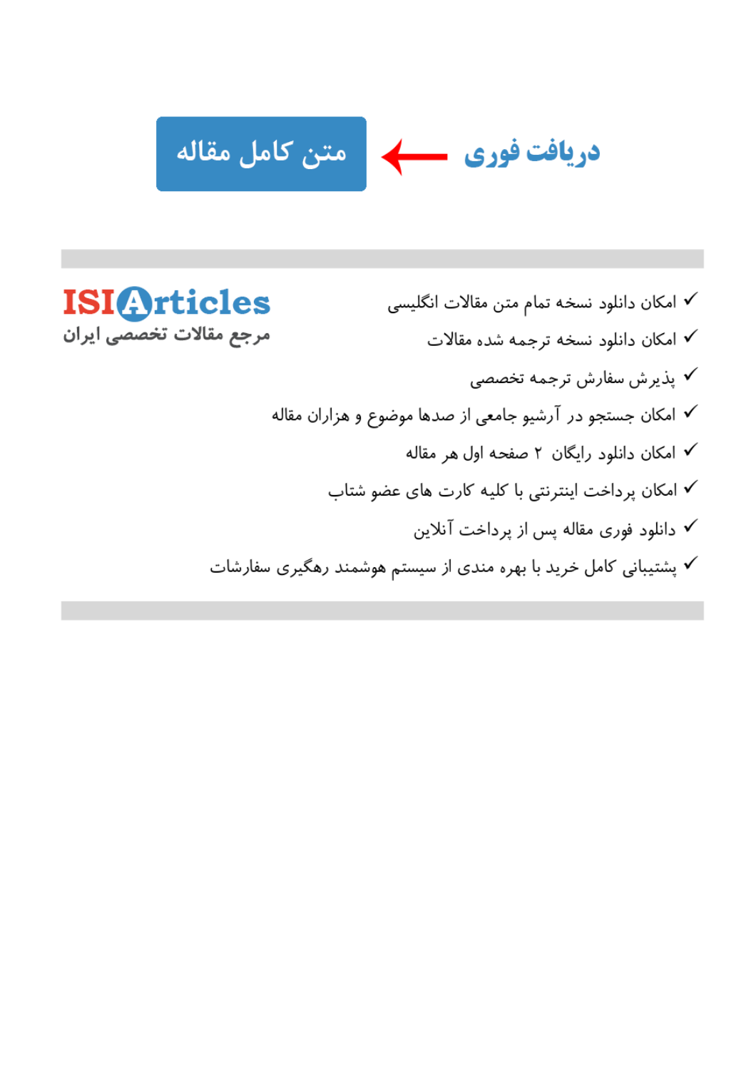دریافت فوری ← متن کامل مقاله

**ISIArticles**
مرجع مقالات تخصصی ایران

- ✓ امکان دانلود نسخه تمام متن مقالات انگلیسی
- ✓ امکان دانلود نسخه ترجمه شده مقالات
- ✓ پذیرش سفارش ترجمه تخصصی
- ✓ امکان جستجو در آرشیو جامعی از صدها موضوع و هزاران مقاله
- ✓ امکان دانلود رایگان ۲ صفحه اول هر مقاله
- ✓ امکان پرداخت اینترنتی با کلیه کارت های عضو شتاب
- ✓ دانلود فوری مقاله پس از پرداخت آنلاین
- ✓ پشتیبانی کامل خرید با بهره مندی از سیستم هوشمند رهگیری سفارشات